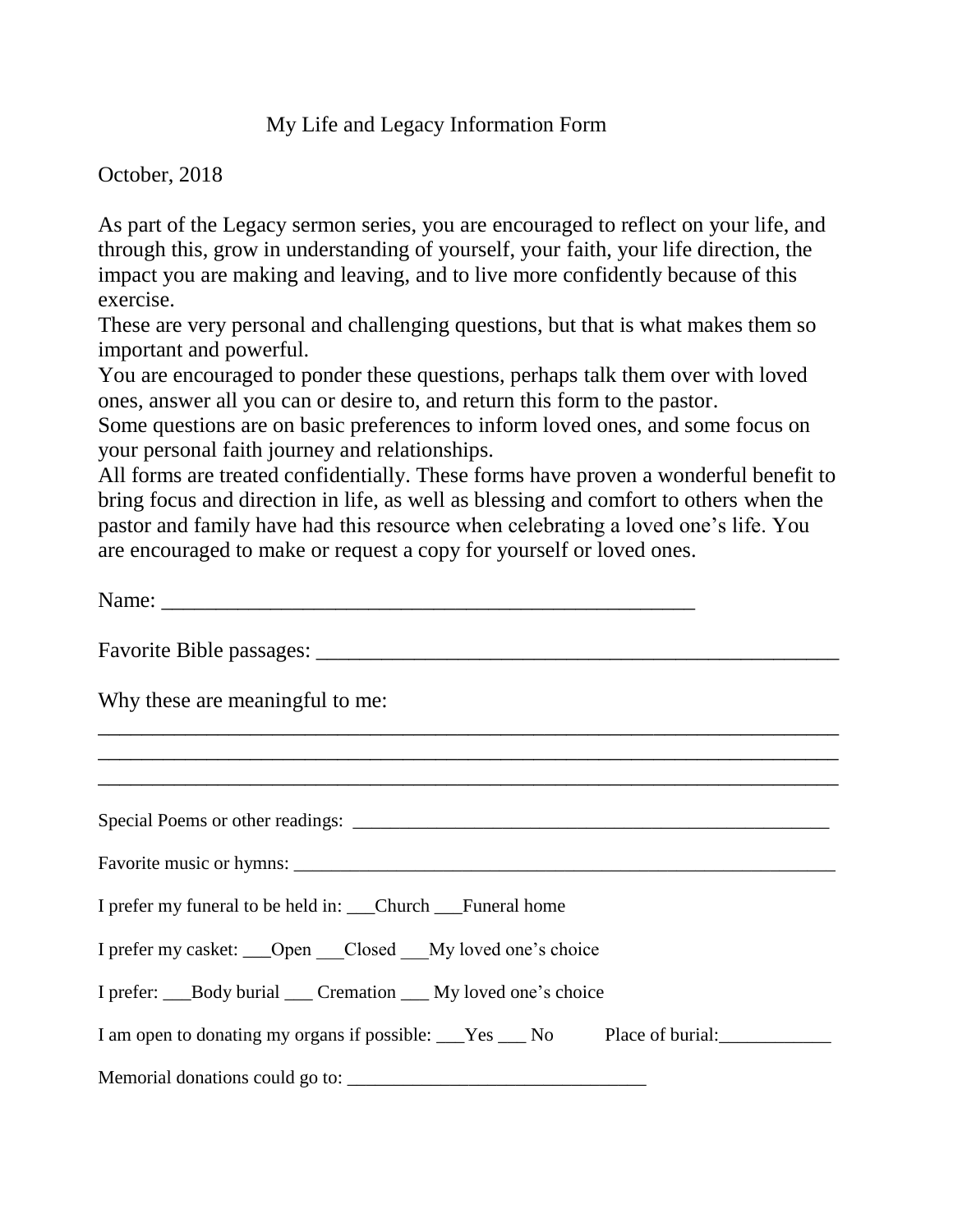# My Life and Legacy Information Form

October, 2018

As part of the Legacy sermon series, you are encouraged to reflect on your life, and through this, grow in understanding of yourself, your faith, your life direction, the impact you are making and leaving, and to live more confidently because of this exercise.
These are very personal and challenging questions, but that is what makes them so important and powerful.
You are encouraged to ponder these questions, perhaps talk them over with loved ones, answer all you can or desire to, and return this form to the pastor.
Some questions are on basic preferences to inform loved ones, and some focus on your personal faith journey and relationships.
All forms are treated confidentially. These forms have proven a wonderful benefit to bring focus and direction in life, as well as blessing and comfort to others when the pastor and family have had this resource when celebrating a loved one's life. You are encouraged to make or request a copy for yourself or loved ones.

Name: ___________________________________________________

Favorite Bible passages: ___________________________________________________

Why these are meaningful to me:

______________________________________________________________________

______________________________________________________________________

______________________________________________________________________

Special Poems or other readings: ___________________________________________________

Favorite music or hymns: ___________________________________________________

I prefer my funeral to be held in: ___Church ___Funeral home

I prefer my casket: ___Open ___Closed ___My loved one's choice

I prefer: ___Body burial ___ Cremation ___ My loved one's choice

I am open to donating my organs if possible: ___Yes ___ No      Place of burial:____________

Memorial donations could go to: ________________________________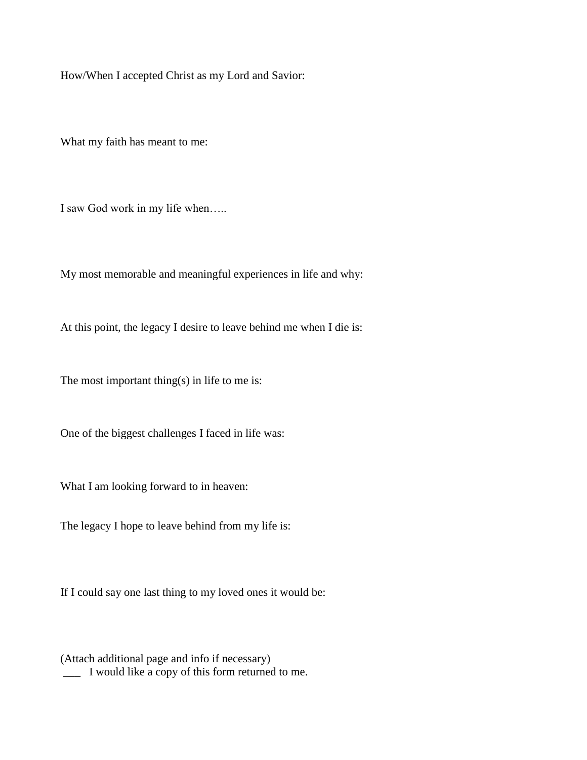How/When I accepted Christ as my Lord and Savior:

What my faith has meant to me:

I saw God work in my life when…..

My most memorable and meaningful experiences in life and why:

At this point, the legacy I desire to leave behind me when I die is:

The most important thing(s) in life to me is:

One of the biggest challenges I faced in life was:

What I am looking forward to in heaven:

The legacy I hope to leave behind from my life is:

If I could say one last thing to my loved ones it would be:

(Attach additional page and info if necessary)

___ I would like a copy of this form returned to me.